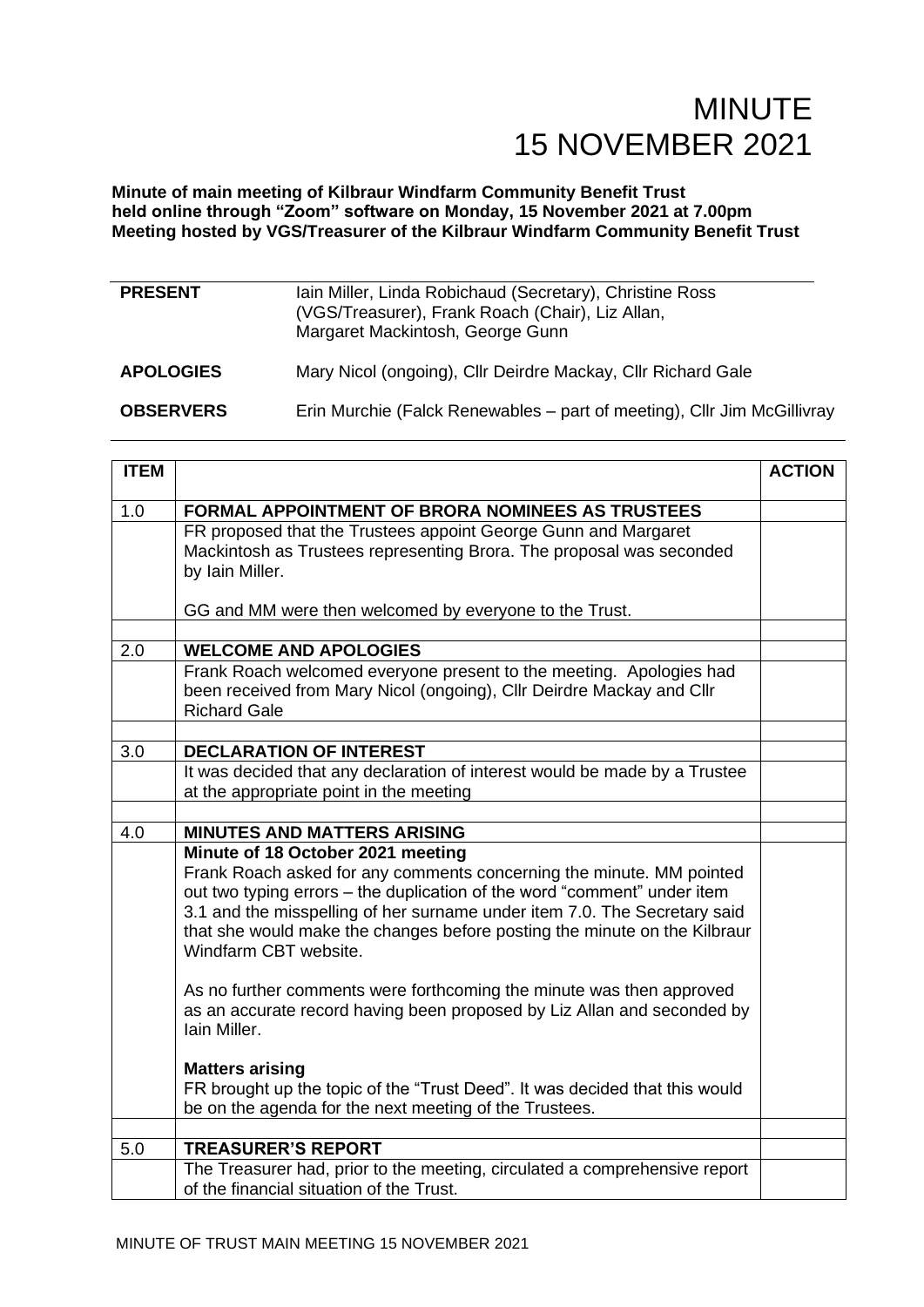# MINUTE
# 15 NOVEMBER 2021

**Minute of main meeting of Kilbraur Windfarm Community Benefit Trust held online through "Zoom" software on Monday, 15 November 2021 at 7.00pm Meeting hosted by VGS/Treasurer of the Kilbraur Windfarm Community Benefit Trust**

| | |
|---|---|
| **PRESENT** | Iain Miller, Linda Robichaud (Secretary), Christine Ross (VGS/Treasurer), Frank Roach (Chair), Liz Allan, Margaret Mackintosh, George Gunn |
| **APOLOGIES** | Mary Nicol (ongoing), Cllr Deirdre Mackay, Cllr Richard Gale |
| **OBSERVERS** | Erin Murchie (Falck Renewables – part of meeting), Cllr Jim McGillivray |

| ITEM | | ACTION |
|---|---|---|
| 1.0 | **FORMAL APPOINTMENT OF BRORA NOMINEES AS TRUSTEES** | |
| | FR proposed that the Trustees appoint George Gunn and Margaret Mackintosh as Trustees representing Brora. The proposal was seconded by Iain Miller.<br><br>GG and MM were then welcomed by everyone to the Trust. | |
| | | |
| 2.0 | **WELCOME AND APOLOGIES** | |
| | Frank Roach welcomed everyone present to the meeting. Apologies had been received from Mary Nicol (ongoing), Cllr Deirdre Mackay and Cllr Richard Gale | |
| | | |
| 3.0 | **DECLARATION OF INTEREST** | |
| | It was decided that any declaration of interest would be made by a Trustee at the appropriate point in the meeting | |
| | | |
| 4.0 | **MINUTES AND MATTERS ARISING** | |
| | **Minute of 18 October 2021 meeting**<br>Frank Roach asked for any comments concerning the minute. MM pointed out two typing errors – the duplication of the word "comment" under item 3.1 and the misspelling of her surname under item 7.0. The Secretary said that she would make the changes before posting the minute on the Kilbraur Windfarm CBT website.<br><br>As no further comments were forthcoming the minute was then approved as an accurate record having been proposed by Liz Allan and seconded by Iain Miller.<br><br>**Matters arising**<br>FR brought up the topic of the "Trust Deed". It was decided that this would be on the agenda for the next meeting of the Trustees. | |
| | | |
| 5.0 | **TREASURER'S REPORT** | |
| | The Treasurer had, prior to the meeting, circulated a comprehensive report of the financial situation of the Trust. | |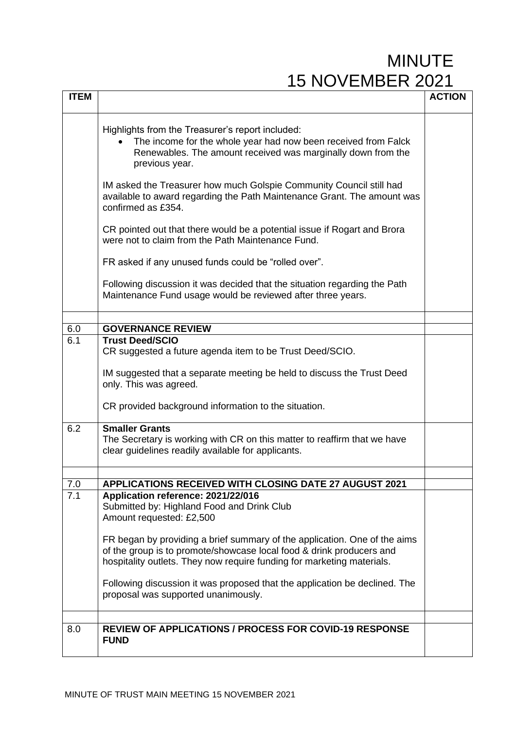# MINUTE
# 15 NOVEMBER 2021

| ITEM | | ACTION |
|---|---|---|
| | Highlights from the Treasurer's report included:<br>• The income for the whole year had now been received from Falck Renewables. The amount received was marginally down from the previous year.<br><br>IM asked the Treasurer how much Golspie Community Council still had available to award regarding the Path Maintenance Grant. The amount was confirmed as £354.<br><br>CR pointed out that there would be a potential issue if Rogart and Brora were not to claim from the Path Maintenance Fund.<br><br>FR asked if any unused funds could be "rolled over".<br><br>Following discussion it was decided that the situation regarding the Path Maintenance Fund usage would be reviewed after three years. | |
| | | |
| 6.0 | **GOVERNANCE REVIEW** | |
| 6.1 | **Trust Deed/SCIO**<br>CR suggested a future agenda item to be Trust Deed/SCIO.<br><br>IM suggested that a separate meeting be held to discuss the Trust Deed only. This was agreed.<br><br>CR provided background information to the situation. | |
| 6.2 | **Smaller Grants**<br>The Secretary is working with CR on this matter to reaffirm that we have clear guidelines readily available for applicants. | |
| | | |
| 7.0 | **APPLICATIONS RECEIVED WITH CLOSING DATE 27 AUGUST 2021** | |
| 7.1 | **Application reference: 2021/22/016**<br>Submitted by: Highland Food and Drink Club<br>Amount requested: £2,500<br><br>FR began by providing a brief summary of the application. One of the aims of the group is to promote/showcase local food & drink producers and hospitality outlets. They now require funding for marketing materials.<br><br>Following discussion it was proposed that the application be declined. The proposal was supported unanimously. | |
| | | |
| 8.0 | **REVIEW OF APPLICATIONS / PROCESS FOR COVID-19 RESPONSE FUND** | |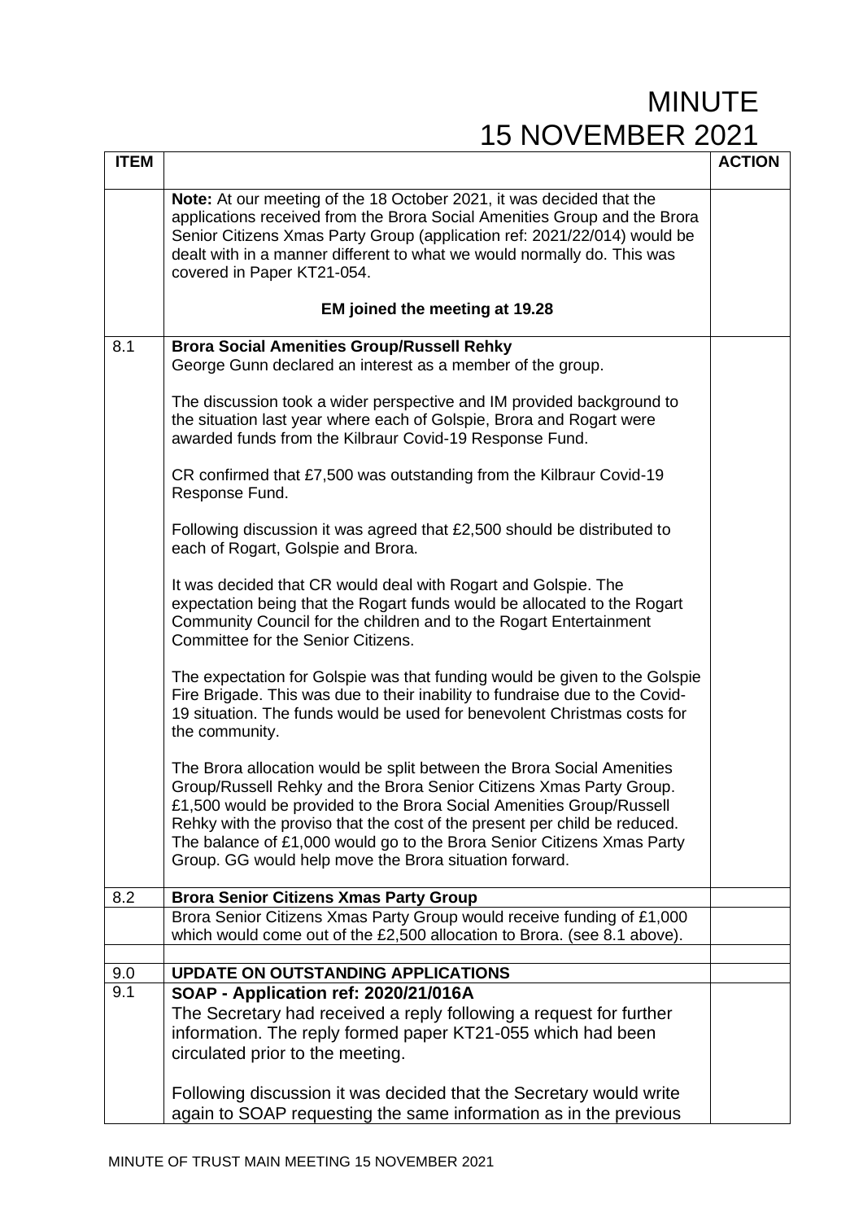# MINUTE
# 15 NOVEMBER 2021

| ITEM | | ACTION |
|---|---|---|
| | **Note:** At our meeting of the 18 October 2021, it was decided that the applications received from the Brora Social Amenities Group and the Brora Senior Citizens Xmas Party Group (application ref: 2021/22/014) would be dealt with in a manner different to what we would normally do. This was covered in Paper KT21-054.<br><br>**EM joined the meeting at 19.28** | |
| 8.1 | **Brora Social Amenities Group/Russell Rehky**<br>George Gunn declared an interest as a member of the group.<br><br>The discussion took a wider perspective and IM provided background to the situation last year where each of Golspie, Brora and Rogart were awarded funds from the Kilbraur Covid-19 Response Fund.<br><br>CR confirmed that £7,500 was outstanding from the Kilbraur Covid-19 Response Fund.<br><br>Following discussion it was agreed that £2,500 should be distributed to each of Rogart, Golspie and Brora.<br><br>It was decided that CR would deal with Rogart and Golspie. The expectation being that the Rogart funds would be allocated to the Rogart Community Council for the children and to the Rogart Entertainment Committee for the Senior Citizens.<br><br>The expectation for Golspie was that funding would be given to the Golspie Fire Brigade. This was due to their inability to fundraise due to the Covid-19 situation. The funds would be used for benevolent Christmas costs for the community.<br><br>The Brora allocation would be split between the Brora Social Amenities Group/Russell Rehky and the Brora Senior Citizens Xmas Party Group. £1,500 would be provided to the Brora Social Amenities Group/Russell Rehky with the proviso that the cost of the present per child be reduced. The balance of £1,000 would go to the Brora Senior Citizens Xmas Party Group. GG would help move the Brora situation forward. | |
| 8.2 | **Brora Senior Citizens Xmas Party Group** | |
| | Brora Senior Citizens Xmas Party Group would receive funding of £1,000 which would come out of the £2,500 allocation to Brora. (see 8.1 above). | |
| | | |
| 9.0 | **UPDATE ON OUTSTANDING APPLICATIONS** | |
| 9.1 | **SOAP - Application ref: 2020/21/016A**<br>The Secretary had received a reply following a request for further information. The reply formed paper KT21-055 which had been circulated prior to the meeting.<br><br>Following discussion it was decided that the Secretary would write again to SOAP requesting the same information as in the previous | |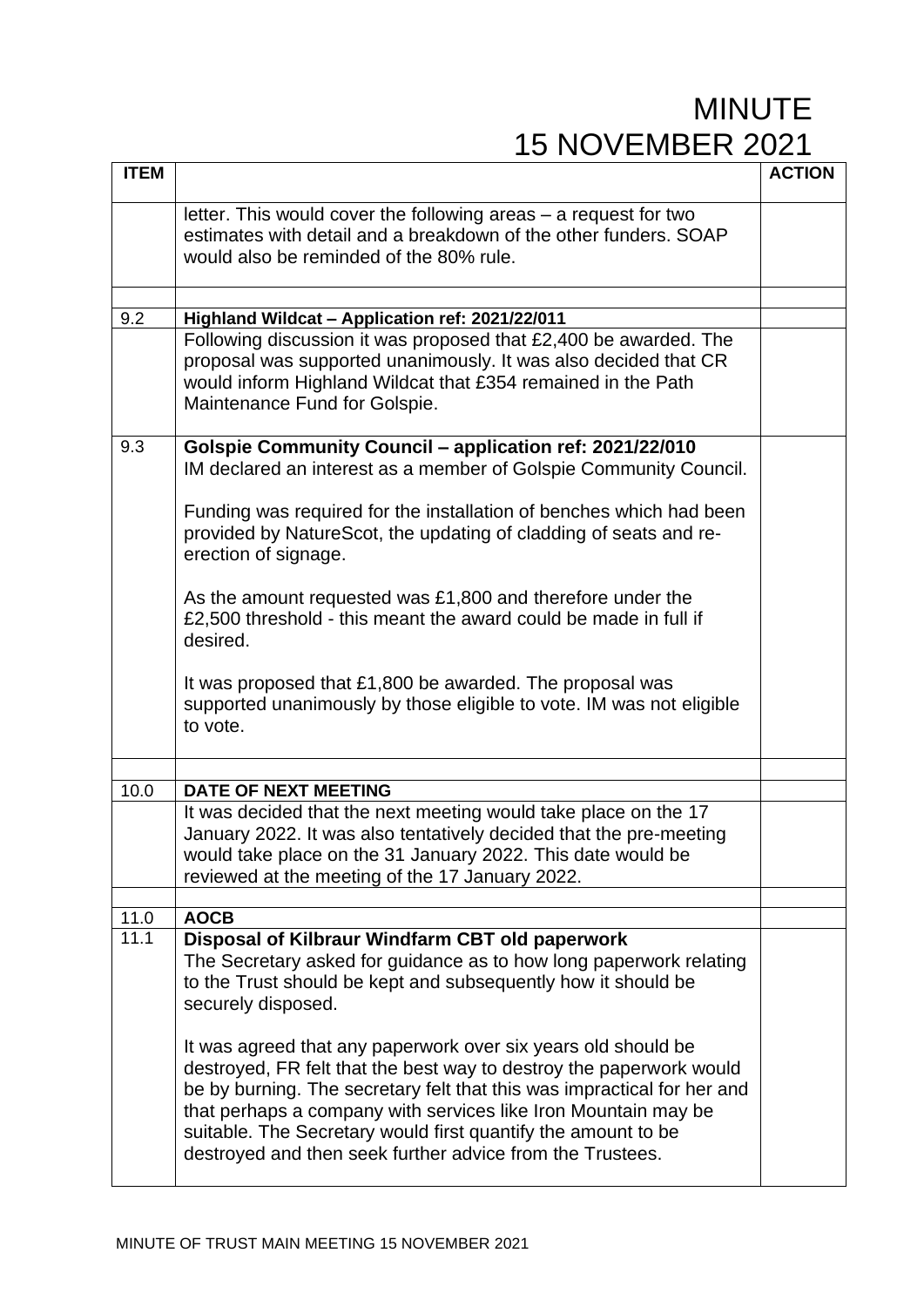# MINUTE
# 15 NOVEMBER 2021

| ITEM | | ACTION |
|---|---|---|
| | letter. This would cover the following areas – a request for two estimates with detail and a breakdown of the other funders. SOAP would also be reminded of the 80% rule. | |
| | | |
| 9.2 | **Highland Wildcat – Application ref: 2021/22/011** | |
| | Following discussion it was proposed that £2,400 be awarded. The proposal was supported unanimously. It was also decided that CR would inform Highland Wildcat that £354 remained in the Path Maintenance Fund for Golspie. | |
| 9.3 | **Golspie Community Council – application ref: 2021/22/010**<br>IM declared an interest as a member of Golspie Community Council.<br><br>Funding was required for the installation of benches which had been provided by NatureScot, the updating of cladding of seats and re-erection of signage.<br><br>As the amount requested was £1,800 and therefore under the £2,500 threshold - this meant the award could be made in full if desired.<br><br>It was proposed that £1,800 be awarded. The proposal was supported unanimously by those eligible to vote. IM was not eligible to vote. | |
| | | |
| 10.0 | **DATE OF NEXT MEETING** | |
| | It was decided that the next meeting would take place on the 17 January 2022. It was also tentatively decided that the pre-meeting would take place on the 31 January 2022. This date would be reviewed at the meeting of the 17 January 2022. | |
| | | |
| 11.0 | **AOCB** | |
| 11.1 | **Disposal of Kilbraur Windfarm CBT old paperwork**<br>The Secretary asked for guidance as to how long paperwork relating to the Trust should be kept and subsequently how it should be securely disposed.<br><br>It was agreed that any paperwork over six years old should be destroyed, FR felt that the best way to destroy the paperwork would be by burning. The secretary felt that this was impractical for her and that perhaps a company with services like Iron Mountain may be suitable. The Secretary would first quantify the amount to be destroyed and then seek further advice from the Trustees. | |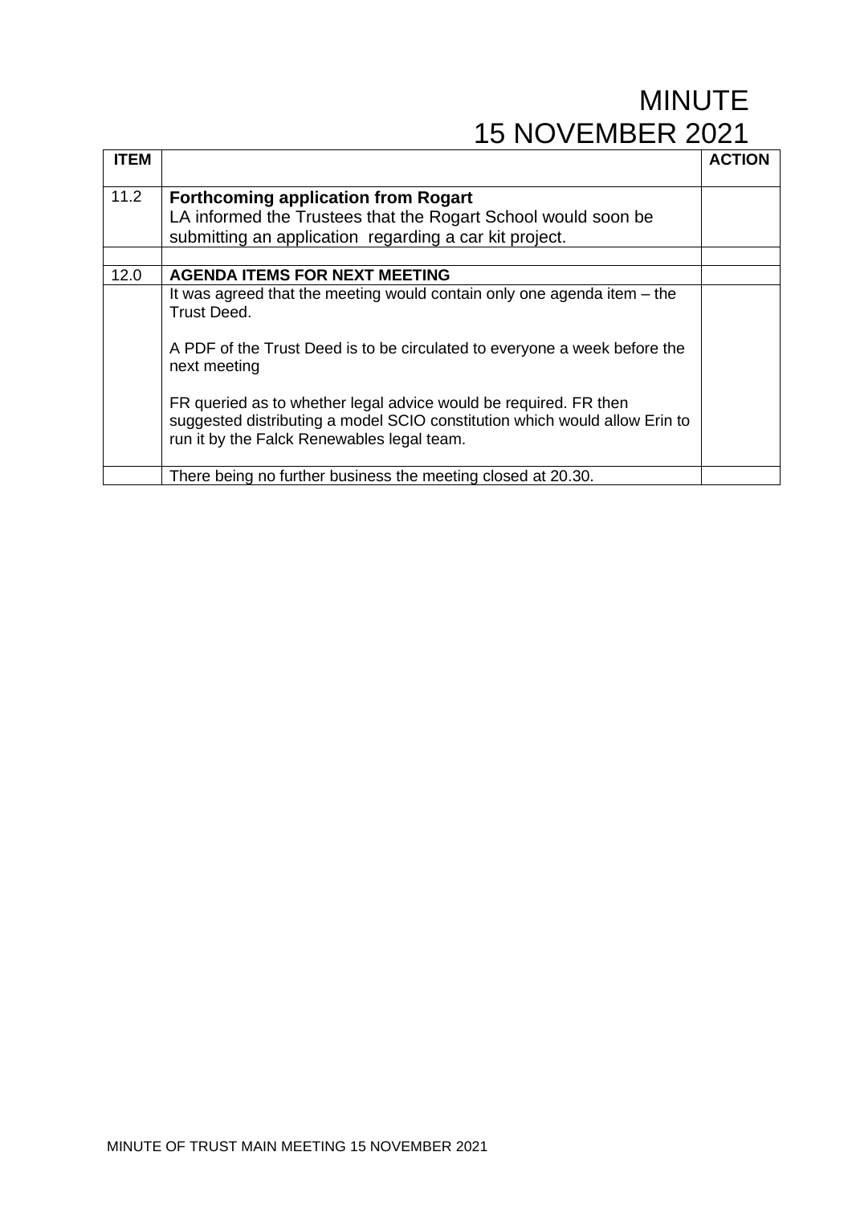# MINUTE
# 15 NOVEMBER 2021

| ITEM | | ACTION |
|---|---|---|
| 11.2 | **Forthcoming application from Rogart**<br>LA informed the Trustees that the Rogart School would soon be submitting an application regarding a car kit project. | |
| | | |
| 12.0 | **AGENDA ITEMS FOR NEXT MEETING** | |
| | It was agreed that the meeting would contain only one agenda item – the Trust Deed.<br><br>A PDF of the Trust Deed is to be circulated to everyone a week before the next meeting<br><br>FR queried as to whether legal advice would be required. FR then suggested distributing a model SCIO constitution which would allow Erin to run it by the Falck Renewables legal team. | |
| | There being no further business the meeting closed at 20.30. | |